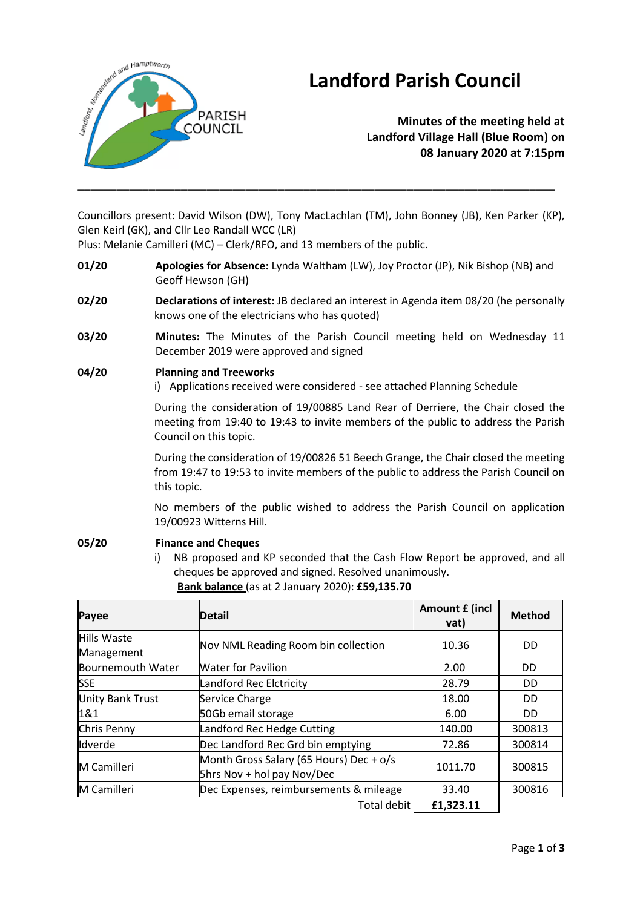# Landford Parish Council

**Minutes of the meeting held at Landford Village Hall (Blue Room) on 08 January 2020 at 7:15pm**

---

Councillors present: David Wilson (DW), Tony MacLachlan (TM), John Bonney (JB), Ken Parker (KP), Glen Keirl (GK), and Cllr Leo Randall WCC (LR)
Plus: Melanie Camilleri (MC) – Clerk/RFO, and 13 members of the public.

**01/20** **Apologies for Absence:** Lynda Waltham (LW), Joy Proctor (JP), Nik Bishop (NB) and Geoff Hewson (GH)

**02/20** **Declarations of interest:** JB declared an interest in Agenda item 08/20 (he personally knows one of the electricians who has quoted)

**03/20** **Minutes:** The Minutes of the Parish Council meeting held on Wednesday 11 December 2019 were approved and signed

**04/20** **Planning and Treeworks**

i) Applications received were considered - see attached Planning Schedule

During the consideration of 19/00885 Land Rear of Derriere, the Chair closed the meeting from 19:40 to 19:43 to invite members of the public to address the Parish Council on this topic.

During the consideration of 19/00826 51 Beech Grange, the Chair closed the meeting from 19:47 to 19:53 to invite members of the public to address the Parish Council on this topic.

No members of the public wished to address the Parish Council on application 19/00923 Witterns Hill.

**05/20** **Finance and Cheques**

i) NB proposed and KP seconded that the Cash Flow Report be approved, and all cheques be approved and signed. Resolved unanimously.

**Bank balance** (as at 2 January 2020): **£59,135.70**

| Payee | Detail | Amount £ (incl vat) | Method |
|---|---|---|---|
| Hills Waste Management | Nov NML Reading Room bin collection | 10.36 | DD |
| Bournemouth Water | Water for Pavilion | 2.00 | DD |
| SSE | Landford Rec Elctricity | 28.79 | DD |
| Unity Bank Trust | Service Charge | 18.00 | DD |
| 1&1 | 50Gb email storage | 6.00 | DD |
| Chris Penny | Landford Rec Hedge Cutting | 140.00 | 300813 |
| Idverde | Dec Landford Rec Grd bin emptying | 72.86 | 300814 |
| M Camilleri | Month Gross Salary (65 Hours) Dec + o/s 5hrs Nov + hol pay Nov/Dec | 1011.70 | 300815 |
| M Camilleri | Dec Expenses, reimbursements & mileage | 33.40 | 300816 |
| | Total debit | **£1,323.11** | |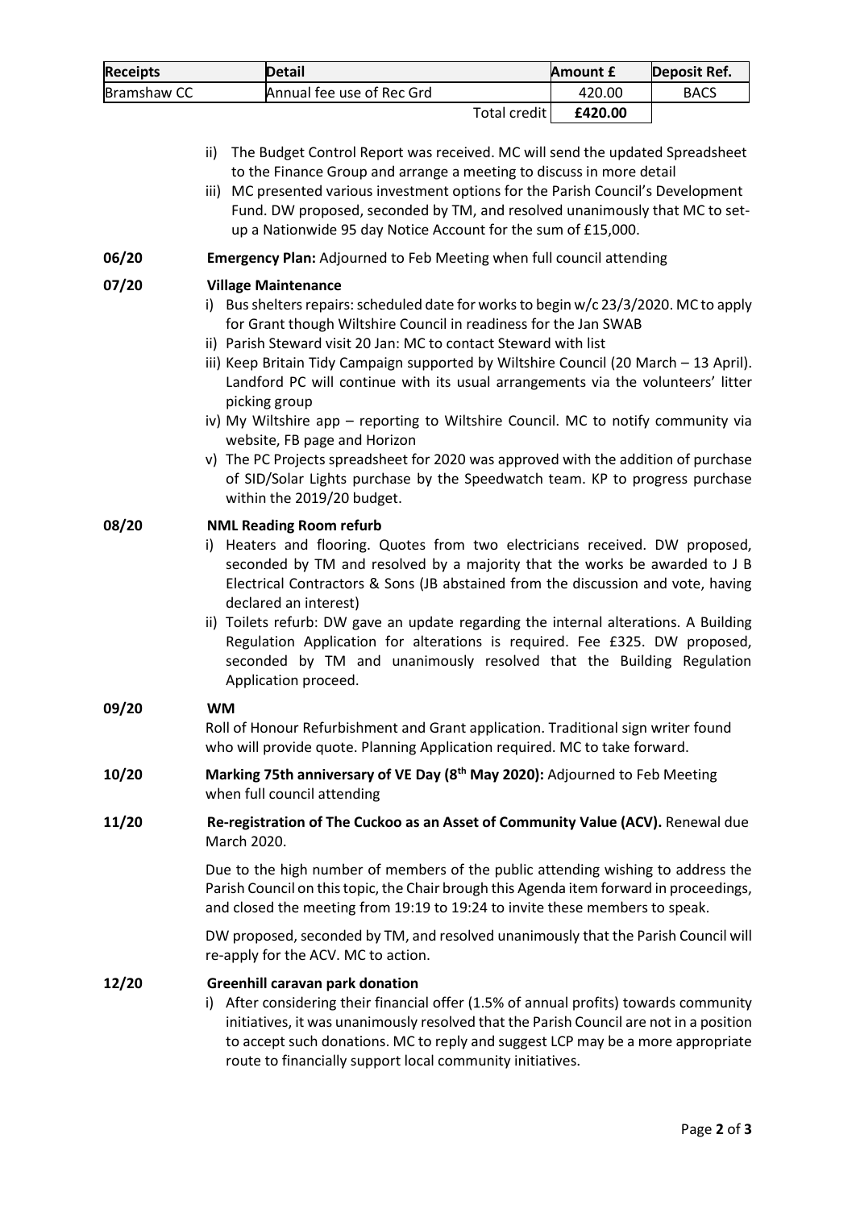| Receipts | Detail | Amount £ | Deposit Ref. |
|---|---|---|---|
| Bramshaw CC | Annual fee use of Rec Grd | 420.00 | BACS |
| | Total credit | **£420.00** | |

ii) The Budget Control Report was received. MC will send the updated Spreadsheet to the Finance Group and arrange a meeting to discuss in more detail

iii) MC presented various investment options for the Parish Council's Development Fund. DW proposed, seconded by TM, and resolved unanimously that MC to set-up a Nationwide 95 day Notice Account for the sum of £15,000.

**06/20** **Emergency Plan:** Adjourned to Feb Meeting when full council attending

**07/20** **Village Maintenance**

i) Bus shelters repairs: scheduled date for works to begin w/c 23/3/2020. MC to apply for Grant though Wiltshire Council in readiness for the Jan SWAB

ii) Parish Steward visit 20 Jan: MC to contact Steward with list

iii) Keep Britain Tidy Campaign supported by Wiltshire Council (20 March – 13 April). Landford PC will continue with its usual arrangements via the volunteers' litter picking group

iv) My Wiltshire app – reporting to Wiltshire Council. MC to notify community via website, FB page and Horizon

v) The PC Projects spreadsheet for 2020 was approved with the addition of purchase of SID/Solar Lights purchase by the Speedwatch team. KP to progress purchase within the 2019/20 budget.

**08/20** **NML Reading Room refurb**

i) Heaters and flooring. Quotes from two electricians received. DW proposed, seconded by TM and resolved by a majority that the works be awarded to J B Electrical Contractors & Sons (JB abstained from the discussion and vote, having declared an interest)

ii) Toilets refurb: DW gave an update regarding the internal alterations. A Building Regulation Application for alterations is required. Fee £325. DW proposed, seconded by TM and unanimously resolved that the Building Regulation Application proceed.

**09/20** **WM**

Roll of Honour Refurbishment and Grant application. Traditional sign writer found who will provide quote. Planning Application required. MC to take forward.

**10/20** **Marking 75th anniversary of VE Day (8th May 2020):** Adjourned to Feb Meeting when full council attending

**11/20** **Re-registration of The Cuckoo as an Asset of Community Value (ACV).** Renewal due March 2020.

Due to the high number of members of the public attending wishing to address the Parish Council on this topic, the Chair brough this Agenda item forward in proceedings, and closed the meeting from 19:19 to 19:24 to invite these members to speak.

DW proposed, seconded by TM, and resolved unanimously that the Parish Council will re-apply for the ACV. MC to action.

**12/20** **Greenhill caravan park donation**

i) After considering their financial offer (1.5% of annual profits) towards community initiatives, it was unanimously resolved that the Parish Council are not in a position to accept such donations. MC to reply and suggest LCP may be a more appropriate route to financially support local community initiatives.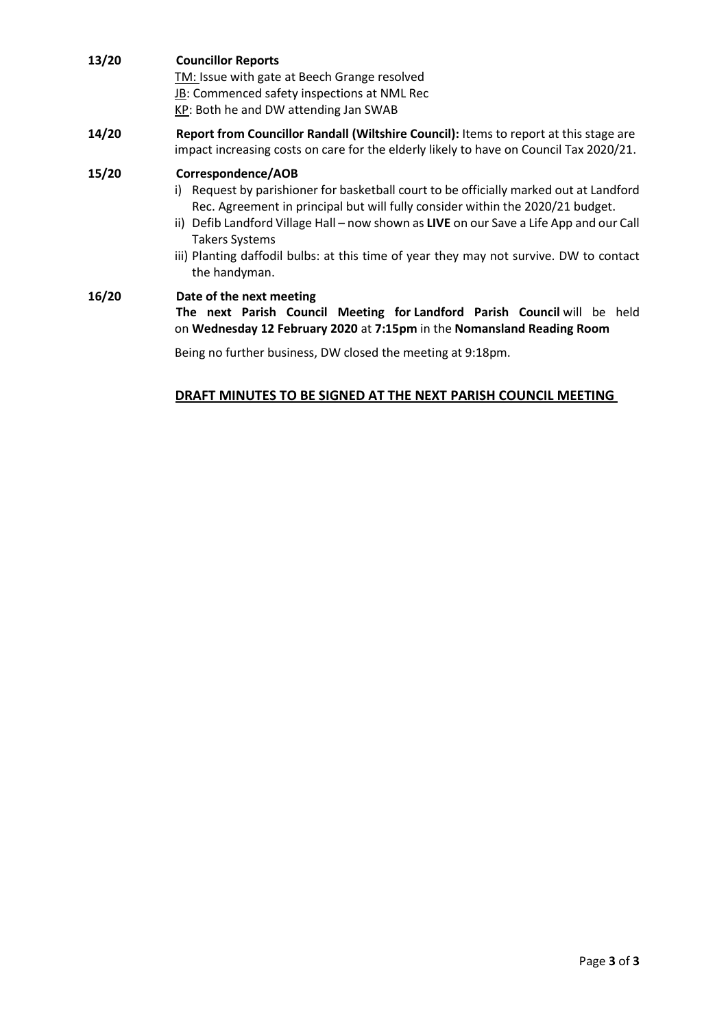**13/20 Councillor Reports**

TM: Issue with gate at Beech Grange resolved
JB: Commenced safety inspections at NML Rec
KP: Both he and DW attending Jan SWAB

**14/20 Report from Councillor Randall (Wiltshire Council):** Items to report at this stage are impact increasing costs on care for the elderly likely to have on Council Tax 2020/21.

**15/20 Correspondence/AOB**

i) Request by parishioner for basketball court to be officially marked out at Landford Rec. Agreement in principal but will fully consider within the 2020/21 budget.
ii) Defib Landford Village Hall – now shown as **LIVE** on our Save a Life App and our Call Takers Systems
iii) Planting daffodil bulbs: at this time of year they may not survive. DW to contact the handyman.

**16/20 Date of the next meeting**

**The next Parish Council Meeting for Landford Parish Council** will be held on **Wednesday 12 February 2020** at **7:15pm** in the **Nomansland Reading Room**

Being no further business, DW closed the meeting at 9:18pm.

**DRAFT MINUTES TO BE SIGNED AT THE NEXT PARISH COUNCIL MEETING**